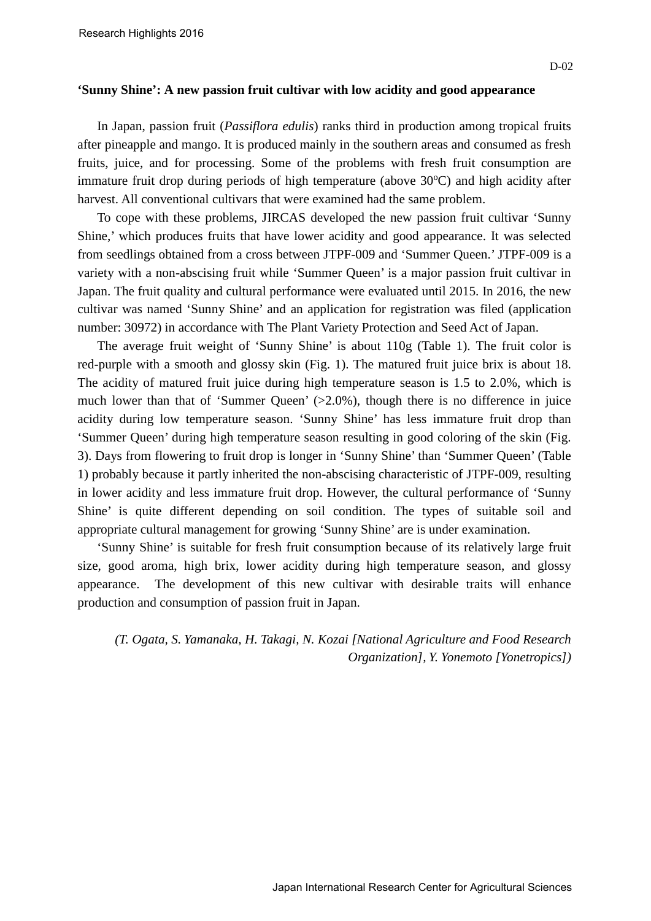D-02

# ‘Sunny Shine’: A new passion fruit cultivar with low acidity and good appearance

In Japan, passion fruit (*Passiflora edulis*) ranks third in production among tropical fruits after pineapple and mango. It is produced mainly in the southern areas and consumed as fresh fruits, juice, and for processing. Some of the problems with fresh fruit consumption are immature fruit drop during periods of high temperature (above 30°C) and high acidity after harvest. All conventional cultivars that were examined had the same problem.

To cope with these problems, JIRCAS developed the new passion fruit cultivar ‘Sunny Shine,’ which produces fruits that have lower acidity and good appearance. It was selected from seedlings obtained from a cross between JTPF-009 and ‘Summer Queen.’ JTPF-009 is a variety with a non-abscising fruit while ‘Summer Queen’ is a major passion fruit cultivar in Japan. The fruit quality and cultural performance were evaluated until 2015. In 2016, the new cultivar was named ‘Sunny Shine’ and an application for registration was filed (application number: 30972) in accordance with The Plant Variety Protection and Seed Act of Japan.

The average fruit weight of ‘Sunny Shine’ is about 110g (Table 1). The fruit color is red-purple with a smooth and glossy skin (Fig. 1). The matured fruit juice brix is about 18. The acidity of matured fruit juice during high temperature season is 1.5 to 2.0%, which is much lower than that of ‘Summer Queen’ (>2.0%), though there is no difference in juice acidity during low temperature season. ‘Sunny Shine’ has less immature fruit drop than ‘Summer Queen’ during high temperature season resulting in good coloring of the skin (Fig. 3). Days from flowering to fruit drop is longer in ‘Sunny Shine’ than ‘Summer Queen’ (Table 1) probably because it partly inherited the non-abscising characteristic of JTPF-009, resulting in lower acidity and less immature fruit drop. However, the cultural performance of ‘Sunny Shine’ is quite different depending on soil condition. The types of suitable soil and appropriate cultural management for growing ‘Sunny Shine’ are is under examination.

‘Sunny Shine’ is suitable for fresh fruit consumption because of its relatively large fruit size, good aroma, high brix, lower acidity during high temperature season, and glossy appearance. The development of this new cultivar with desirable traits will enhance production and consumption of passion fruit in Japan.

*(T. Ogata, S. Yamanaka, H. Takagi, N. Kozai [National Agriculture and Food Research Organization], Y. Yonemoto [Yonetropics])*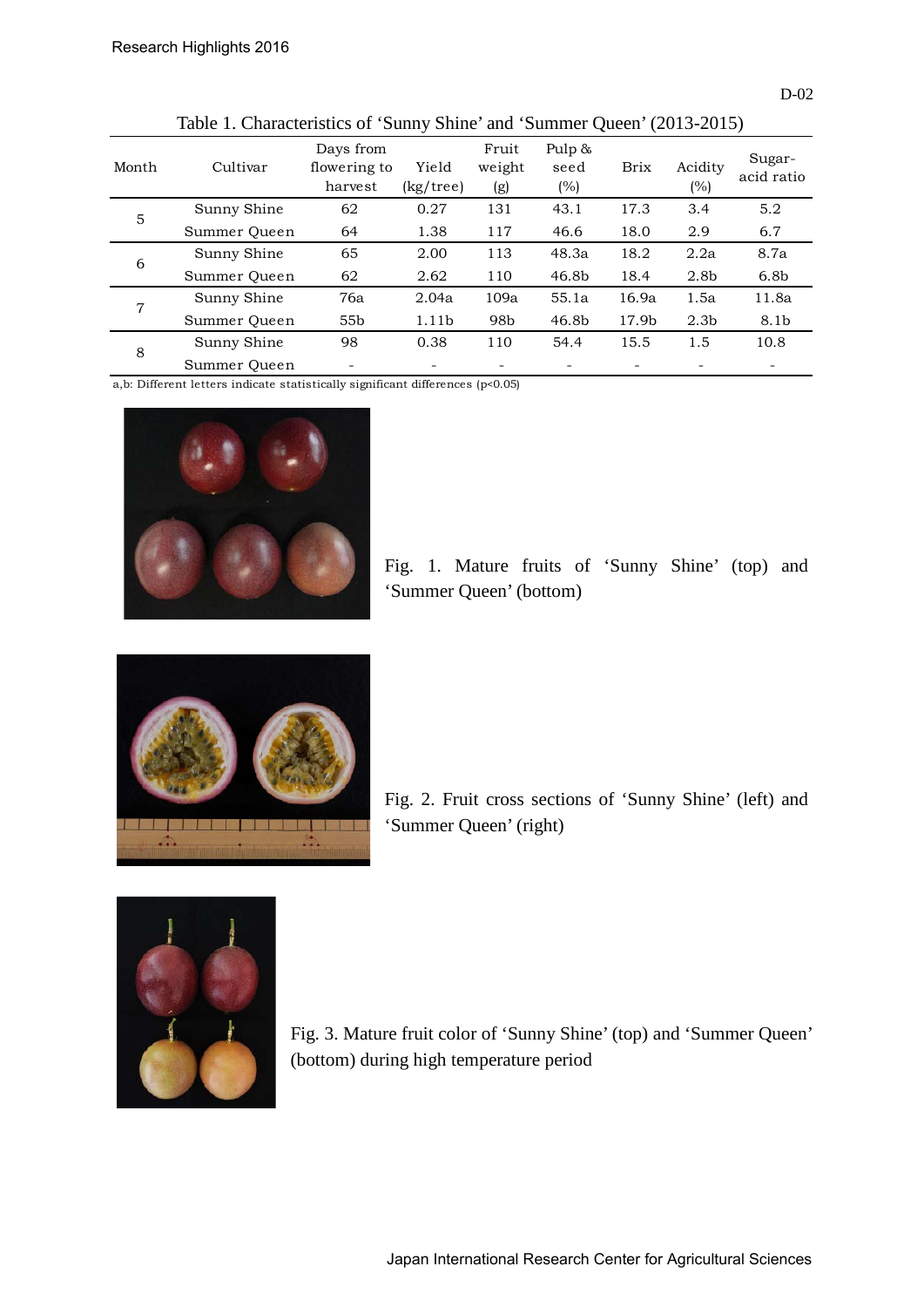D-02

Table 1. Characteristics of 'Sunny Shine' and 'Summer Queen' (2013-2015)

| Month | Cultivar | Days from flowering to harvest | Yield (kg/tree) | Fruit weight (g) | Pulp & seed (%) | Brix | Acidity (%) | Sugar-acid ratio |
|---|---|---|---|---|---|---|---|---|
| 5 | Sunny Shine | 62 | 0.27 | 131 | 43.1 | 17.3 | 3.4 | 5.2 |
| | Summer Queen | 64 | 1.38 | 117 | 46.6 | 18.0 | 2.9 | 6.7 |
| 6 | Sunny Shine | 65 | 2.00 | 113 | 48.3a | 18.2 | 2.2a | 8.7a |
| | Summer Queen | 62 | 2.62 | 110 | 46.8b | 18.4 | 2.8b | 6.8b |
| 7 | Sunny Shine | 76a | 2.04a | 109a | 55.1a | 16.9a | 1.5a | 11.8a |
| | Summer Queen | 55b | 1.11b | 98b | 46.8b | 17.9b | 2.3b | 8.1b |
| 8 | Sunny Shine | 98 | 0.38 | 110 | 54.4 | 15.5 | 1.5 | 10.8 |
| | Summer Queen | - | - | - | - | - | - | - |

a,b: Different letters indicate statistically significant differences ($p<0.05$)

Fig. 1. Mature fruits of 'Sunny Shine' (top) and 'Summer Queen' (bottom)

Fig. 2. Fruit cross sections of 'Sunny Shine' (left) and 'Summer Queen' (right)

Fig. 3. Mature fruit color of 'Sunny Shine' (top) and 'Summer Queen' (bottom) during high temperature period